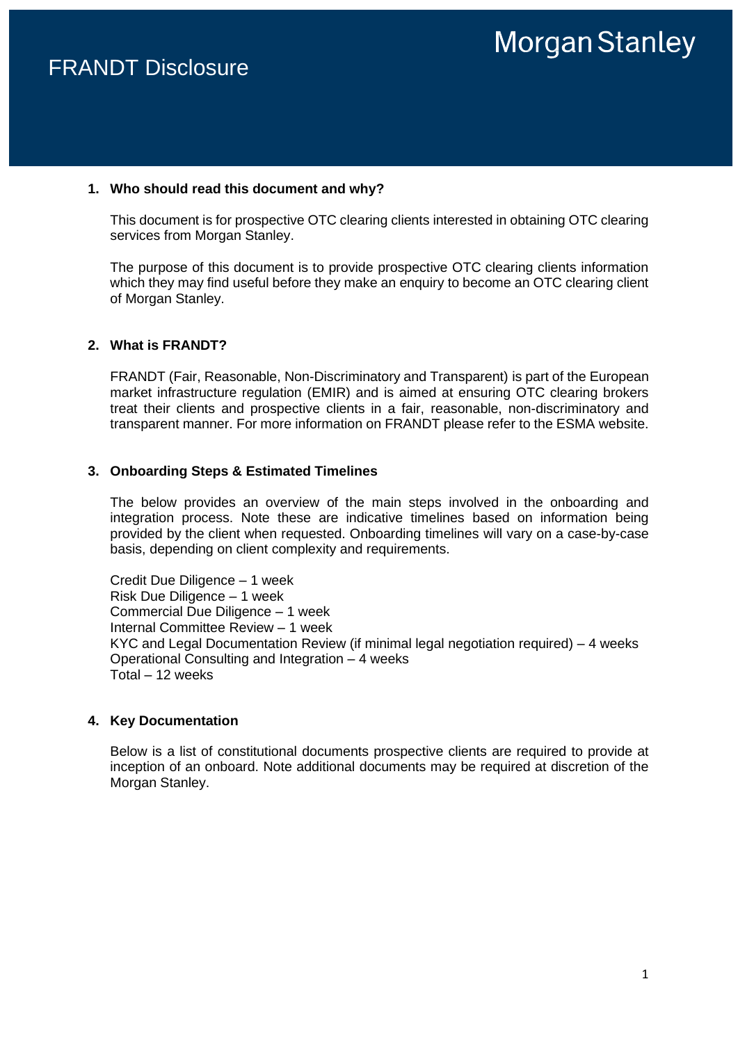# FRANDT Disclosure

Morgan Stanley

## 1. Who should read this document and why?

This document is for prospective OTC clearing clients interested in obtaining OTC clearing services from Morgan Stanley.

The purpose of this document is to provide prospective OTC clearing clients information which they may find useful before they make an enquiry to become an OTC clearing client of Morgan Stanley.

## 2. What is FRANDT?

FRANDT (Fair, Reasonable, Non-Discriminatory and Transparent) is part of the European market infrastructure regulation (EMIR) and is aimed at ensuring OTC clearing brokers treat their clients and prospective clients in a fair, reasonable, non-discriminatory and transparent manner. For more information on FRANDT please refer to the ESMA website.

## 3. Onboarding Steps & Estimated Timelines

The below provides an overview of the main steps involved in the onboarding and integration process. Note these are indicative timelines based on information being provided by the client when requested. Onboarding timelines will vary on a case-by-case basis, depending on client complexity and requirements.

Credit Due Diligence – 1 week
Risk Due Diligence – 1 week
Commercial Due Diligence – 1 week
Internal Committee Review – 1 week
KYC and Legal Documentation Review (if minimal legal negotiation required) – 4 weeks
Operational Consulting and Integration – 4 weeks
Total – 12 weeks

## 4. Key Documentation

Below is a list of constitutional documents prospective clients are required to provide at inception of an onboard. Note additional documents may be required at discretion of the Morgan Stanley.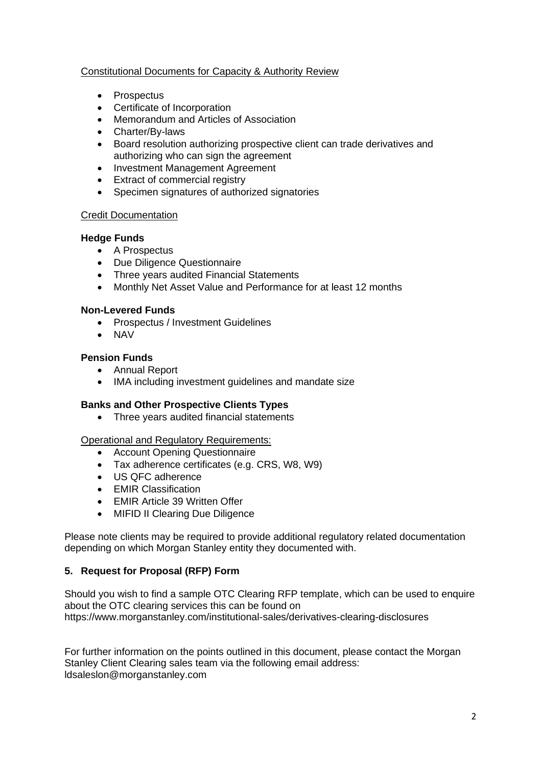Constitutional Documents for Capacity & Authority Review

- Prospectus
- Certificate of Incorporation
- Memorandum and Articles of Association
- Charter/By-laws
- Board resolution authorizing prospective client can trade derivatives and authorizing who can sign the agreement
- Investment Management Agreement
- Extract of commercial registry
- Specimen signatures of authorized signatories

Credit Documentation

**Hedge Funds**

- A Prospectus
- Due Diligence Questionnaire
- Three years audited Financial Statements
- Monthly Net Asset Value and Performance for at least 12 months

**Non-Levered Funds**

- Prospectus / Investment Guidelines
- NAV

**Pension Funds**

- Annual Report
- IMA including investment guidelines and mandate size

**Banks and Other Prospective Clients Types**

- Three years audited financial statements

Operational and Regulatory Requirements:

- Account Opening Questionnaire
- Tax adherence certificates (e.g. CRS, W8, W9)
- US QFC adherence
- EMIR Classification
- EMIR Article 39 Written Offer
- MIFID II Clearing Due Diligence

Please note clients may be required to provide additional regulatory related documentation depending on which Morgan Stanley entity they documented with.

**5. Request for Proposal (RFP) Form**

Should you wish to find a sample OTC Clearing RFP template, which can be used to enquire about the OTC clearing services this can be found on https://www.morganstanley.com/institutional-sales/derivatives-clearing-disclosures

For further information on the points outlined in this document, please contact the Morgan Stanley Client Clearing sales team via the following email address: ldsaleslon@morganstanley.com